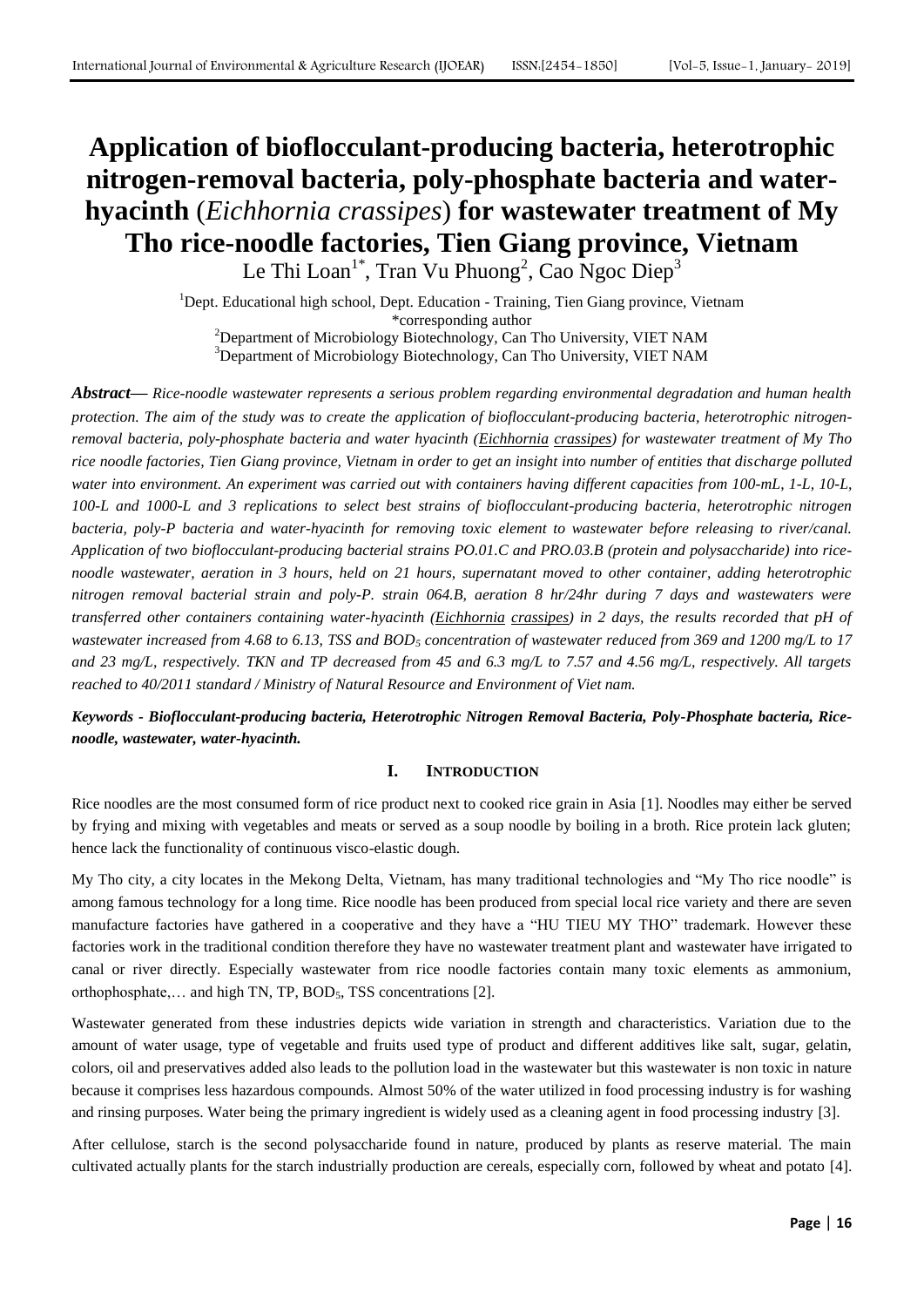# Application of bioflocculant-producing bacteria, heterotrophic nitrogen-removal bacteria, poly-phosphate bacteria and water-hyacinth (*Eichhornia crassipes*) for wastewater treatment of My Tho rice-noodle factories, Tien Giang province, Vietnam

Le Thi Loan[1*], Tran Vu Phuong[2], Cao Ngoc Diep[3]

[1]Dept. Educational high school, Dept. Education - Training, Tien Giang province, Vietnam
*corresponding author
[2]Department of Microbiology Biotechnology, Can Tho University, VIET NAM
[3]Department of Microbiology Biotechnology, Can Tho University, VIET NAM

***Abstract*—** *Rice-noodle wastewater represents a serious problem regarding environmental degradation and human health protection. The aim of the study was to create the application of bioflocculant-producing bacteria, heterotrophic nitrogen-removal bacteria, poly-phosphate bacteria and water hyacinth (Eichhornia crassipes) for wastewater treatment of My Tho rice noodle factories, Tien Giang province, Vietnam in order to get an insight into number of entities that discharge polluted water into environment. An experiment was carried out with containers having different capacities from 100-mL, 1-L, 10-L, 100-L and 1000-L and 3 replications to select best strains of bioflocculant-producing bacteria, heterotrophic nitrogen bacteria, poly-P bacteria and water-hyacinth for removing toxic element to wastewater before releasing to river/canal. Application of two bioflocculant-producing bacterial strains PO.01.C and PRO.03.B (protein and polysaccharide) into rice-noodle wastewater, aeration in 3 hours, held on 21 hours, supernatant moved to other container, adding heterotrophic nitrogen removal bacterial strain and poly-P. strain 064.B, aeration 8 hr/24hr during 7 days and wastewaters were transferred other containers containing water-hyacinth (Eichhornia crassipes) in 2 days, the results recorded that pH of wastewater increased from 4.68 to 6.13, TSS and $BOD_5$ concentration of wastewater reduced from 369 and 1200 mg/L to 17 and 23 mg/L, respectively. TKN and TP decreased from 45 and 6.3 mg/L to 7.57 and 4.56 mg/L, respectively. All targets reached to 40/2011 standard / Ministry of Natural Resource and Environment of Viet nam.*

***Keywords - Bioflocculant-producing bacteria, Heterotrophic Nitrogen Removal Bacteria, Poly-Phosphate bacteria, Rice-noodle, wastewater, water-hyacinth.***

## I. INTRODUCTION

Rice noodles are the most consumed form of rice product next to cooked rice grain in Asia [1]. Noodles may either be served by frying and mixing with vegetables and meats or served as a soup noodle by boiling in a broth. Rice protein lack gluten; hence lack the functionality of continuous visco-elastic dough.

My Tho city, a city locates in the Mekong Delta, Vietnam, has many traditional technologies and "My Tho rice noodle" is among famous technology for a long time. Rice noodle has been produced from special local rice variety and there are seven manufacture factories have gathered in a cooperative and they have a "HU TIEU MY THO" trademark. However these factories work in the traditional condition therefore they have no wastewater treatment plant and wastewater have irrigated to canal or river directly. Especially wastewater from rice noodle factories contain many toxic elements as ammonium, orthophosphate,… and high TN, TP, $BOD_5$, TSS concentrations [2].

Wastewater generated from these industries depicts wide variation in strength and characteristics. Variation due to the amount of water usage, type of vegetable and fruits used type of product and different additives like salt, sugar, gelatin, colors, oil and preservatives added also leads to the pollution load in the wastewater but this wastewater is non toxic in nature because it comprises less hazardous compounds. Almost 50% of the water utilized in food processing industry is for washing and rinsing purposes. Water being the primary ingredient is widely used as a cleaning agent in food processing industry [3].

After cellulose, starch is the second polysaccharide found in nature, produced by plants as reserve material. The main cultivated actually plants for the starch industrially production are cereals, especially corn, followed by wheat and potato [4].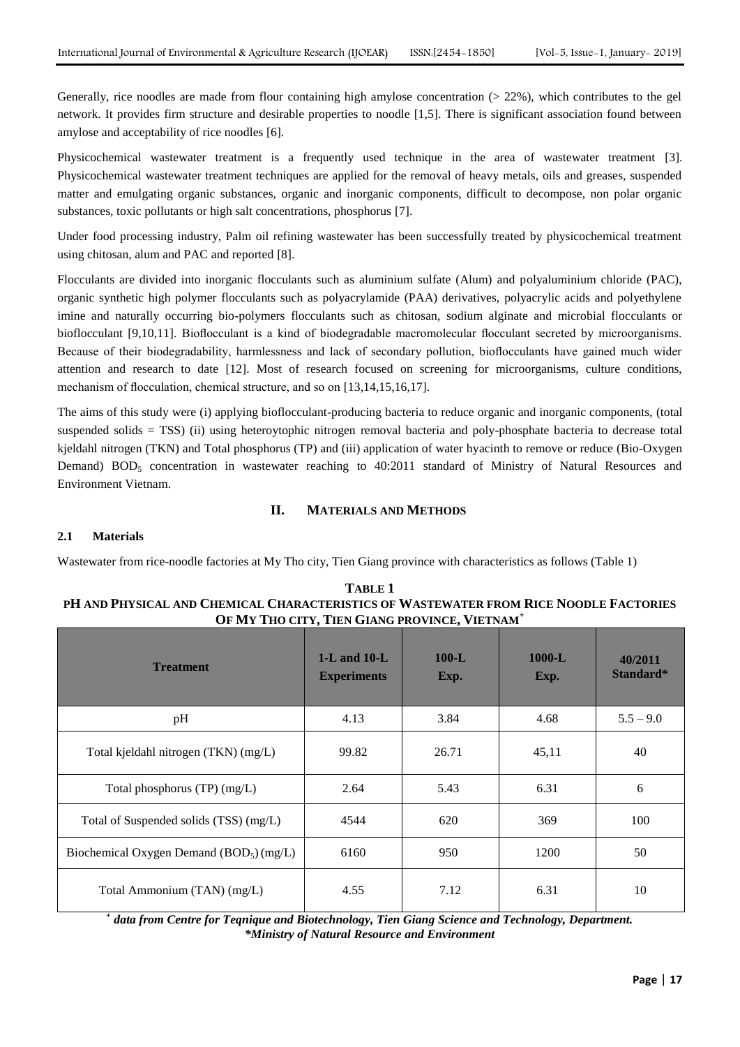Generally, rice noodles are made from flour containing high amylose concentration (> 22%), which contributes to the gel network. It provides firm structure and desirable properties to noodle [1,5]. There is significant association found between amylose and acceptability of rice noodles [6].

Physicochemical wastewater treatment is a frequently used technique in the area of wastewater treatment [3]. Physicochemical wastewater treatment techniques are applied for the removal of heavy metals, oils and greases, suspended matter and emulgating organic substances, organic and inorganic components, difficult to decompose, non polar organic substances, toxic pollutants or high salt concentrations, phosphorus [7].

Under food processing industry, Palm oil refining wastewater has been successfully treated by physicochemical treatment using chitosan, alum and PAC and reported [8].

Flocculants are divided into inorganic flocculants such as aluminium sulfate (Alum) and polyaluminium chloride (PAC), organic synthetic high polymer flocculants such as polyacrylamide (PAA) derivatives, polyacrylic acids and polyethylene imine and naturally occurring bio-polymers flocculants such as chitosan, sodium alginate and microbial flocculants or bioflocculant [9,10,11]. Bioflocculant is a kind of biodegradable macromolecular flocculant secreted by microorganisms. Because of their biodegradability, harmlessness and lack of secondary pollution, bioflocculants have gained much wider attention and research to date [12]. Most of research focused on screening for microorganisms, culture conditions, mechanism of flocculation, chemical structure, and so on [13,14,15,16,17].

The aims of this study were (i) applying bioflocculant-producing bacteria to reduce organic and inorganic components, (total suspended solids = TSS) (ii) using heteroytophic nitrogen removal bacteria and poly-phosphate bacteria to decrease total kjeldahl nitrogen (TKN) and Total phosphorus (TP) and (iii) application of water hyacinth to remove or reduce (Bio-Oxygen Demand) $BOD_5$ concentration in wastewater reaching to 40:2011 standard of Ministry of Natural Resources and Environment Vietnam.

## II. MATERIALS AND METHODS

### 2.1 Materials

Wastewater from rice-noodle factories at My Tho city, Tien Giang province with characteristics as follows (Table 1)

**TABLE 1**
**PH AND PHYSICAL AND CHEMICAL CHARACTERISTICS OF WASTEWATER FROM RICE NOODLE FACTORIES OF MY THO CITY, TIEN GIANG PROVINCE, VIETNAM[+]**

| Treatment | 1-L and 10-L Experiments | 100-L Exp. | 1000-L Exp. | 40/2011 Standard* |
|---|---|---|---|---|
| pH | 4.13 | 3.84 | 4.68 | 5.5 – 9.0 |
| Total kjeldahl nitrogen (TKN) (mg/L) | 99.82 | 26.71 | 45,11 | 40 |
| Total phosphorus (TP) (mg/L) | 2.64 | 5.43 | 6.31 | 6 |
| Total of Suspended solids (TSS) (mg/L) | 4544 | 620 | 369 | 100 |
| Biochemical Oxygen Demand ($BOD_5$) (mg/L) | 6160 | 950 | 1200 | 50 |
| Total Ammonium (TAN) (mg/L) | 4.55 | 7.12 | 6.31 | 10 |

[+] *data from Centre for Teqnique and Biotechnology, Tien Giang Science and Technology, Department.*
*\*Ministry of Natural Resource and Environment*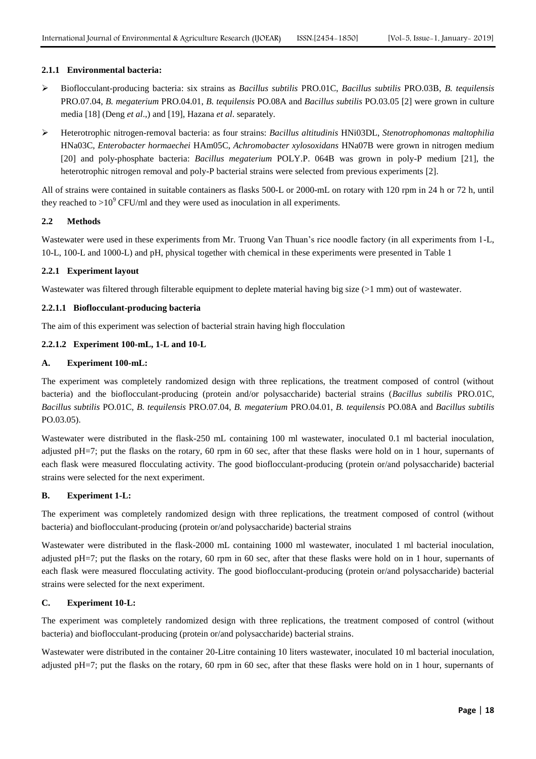### 2.1.1 Environmental bacteria:

- Bioflocculant-producing bacteria: six strains as *Bacillus subtilis* PRO.01C, *Bacillus subtilis* PRO.03B, *B. tequilensis* PRO.07.04, *B. megaterium* PRO.04.01, *B. tequilensis* PO.08A and *Bacillus subtilis* PO.03.05 [2] were grown in culture media [18] (Deng *et al*.,) and [19], Hazana *et al*. separately.
- Heterotrophic nitrogen-removal bacteria: as four strains: *Bacillus altitudinis* HNi03DL, *Stenotrophomonas maltophilia* HNa03C, *Enterobacter hormaechei* HAm05C, *Achromobacter xylosoxidans* HNa07B were grown in nitrogen medium [20] and poly-phosphate bacteria: *Bacillus megaterium* POLY.P. 064B was grown in poly-P medium [21], the heterotrophic nitrogen removal and poly-P bacterial strains were selected from previous experiments [2].

All of strains were contained in suitable containers as flasks 500-L or 2000-mL on rotary with 120 rpm in 24 h or 72 h, until they reached to $>10^9$ CFU/ml and they were used as inoculation in all experiments.

### 2.2 Methods

Wastewater were used in these experiments from Mr. Truong Van Thuan's rice noodle factory (in all experiments from 1-L, 10-L, 100-L and 1000-L) and pH, physical together with chemical in these experiments were presented in Table 1

#### 2.2.1 Experiment layout

Wastewater was filtered through filterable equipment to deplete material having big size (>1 mm) out of wastewater.

##### 2.2.1.1 Bioflocculant-producing bacteria

The aim of this experiment was selection of bacterial strain having high flocculation

##### 2.2.1.2 Experiment 100-mL, 1-L and 10-L

**A. Experiment 100-mL:**

The experiment was completely randomized design with three replications, the treatment composed of control (without bacteria) and the bioflocculant-producing (protein and/or polysaccharide) bacterial strains (*Bacillus subtilis* PRO.01C, *Bacillus subtilis* PO.01C, *B. tequilensis* PRO.07.04, *B. megaterium* PRO.04.01, *B. tequilensis* PO.08A and *Bacillus subtilis* PO.03.05).

Wastewater were distributed in the flask-250 mL containing 100 ml wastewater, inoculated 0.1 ml bacterial inoculation, adjusted pH=7; put the flasks on the rotary, 60 rpm in 60 sec, after that these flasks were hold on in 1 hour, supernants of each flask were measured flocculating activity. The good bioflocculant-producing (protein or/and polysaccharide) bacterial strains were selected for the next experiment.

**B. Experiment 1-L:**

The experiment was completely randomized design with three replications, the treatment composed of control (without bacteria) and bioflocculant-producing (protein or/and polysaccharide) bacterial strains

Wastewater were distributed in the flask-2000 mL containing 1000 ml wastewater, inoculated 1 ml bacterial inoculation, adjusted pH=7; put the flasks on the rotary, 60 rpm in 60 sec, after that these flasks were hold on in 1 hour, supernants of each flask were measured flocculating activity. The good bioflocculant-producing (protein or/and polysaccharide) bacterial strains were selected for the next experiment.

**C. Experiment 10-L:**

The experiment was completely randomized design with three replications, the treatment composed of control (without bacteria) and bioflocculant-producing (protein or/and polysaccharide) bacterial strains.

Wastewater were distributed in the container 20-Litre containing 10 liters wastewater, inoculated 10 ml bacterial inoculation, adjusted pH=7; put the flasks on the rotary, 60 rpm in 60 sec, after that these flasks were hold on in 1 hour, supernants of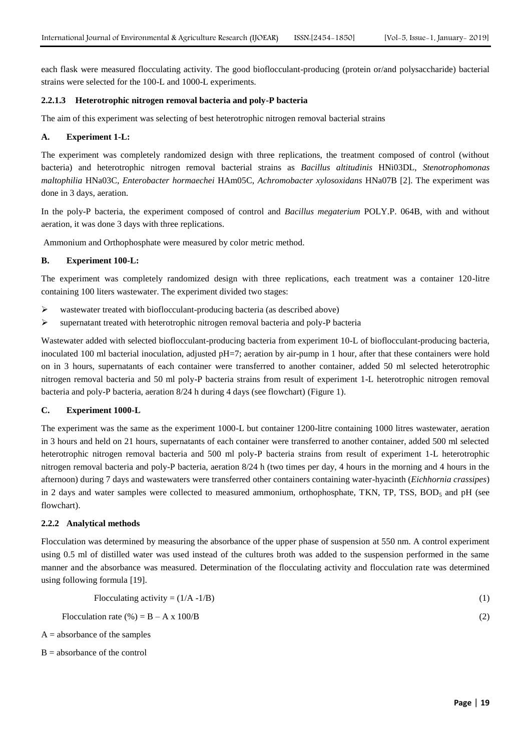each flask were measured flocculating activity. The good bioflocculant-producing (protein or/and polysaccharide) bacterial strains were selected for the 100-L and 1000-L experiments.

#### 2.2.1.3 Heterotrophic nitrogen removal bacteria and poly-P bacteria

The aim of this experiment was selecting of best heterotrophic nitrogen removal bacterial strains

#### A. Experiment 1-L:

The experiment was completely randomized design with three replications, the treatment composed of control (without bacteria) and heterotrophic nitrogen removal bacterial strains as *Bacillus altitudinis* HNi03DL, *Stenotrophomonas maltophilia* HNa03C, *Enterobacter hormaechei* HAm05C, *Achromobacter xylosoxidans* HNa07B [2]. The experiment was done in 3 days, aeration.

In the poly-P bacteria, the experiment composed of control and *Bacillus megaterium* POLY.P. 064B, with and without aeration, it was done 3 days with three replications.

Ammonium and Orthophosphate were measured by color metric method.

#### B. Experiment 100-L:

The experiment was completely randomized design with three replications, each treatment was a container 120-litre containing 100 liters wastewater. The experiment divided two stages:

- wastewater treated with bioflocculant-producing bacteria (as described above)
- supernatant treated with heterotrophic nitrogen removal bacteria and poly-P bacteria

Wastewater added with selected bioflocculant-producing bacteria from experiment 10-L of bioflocculant-producing bacteria, inoculated 100 ml bacterial inoculation, adjusted pH=7; aeration by air-pump in 1 hour, after that these containers were hold on in 3 hours, supernatants of each container were transferred to another container, added 50 ml selected heterotrophic nitrogen removal bacteria and 50 ml poly-P bacteria strains from result of experiment 1-L heterotrophic nitrogen removal bacteria and poly-P bacteria, aeration 8/24 h during 4 days (see flowchart) (Figure 1).

#### C. Experiment 1000-L

The experiment was the same as the experiment 1000-L but container 1200-litre containing 1000 litres wastewater, aeration in 3 hours and held on 21 hours, supernatants of each container were transferred to another container, added 500 ml selected heterotrophic nitrogen removal bacteria and 500 ml poly-P bacteria strains from result of experiment 1-L heterotrophic nitrogen removal bacteria and poly-P bacteria, aeration 8/24 h (two times per day, 4 hours in the morning and 4 hours in the afternoon) during 7 days and wastewaters were transferred other containers containing water-hyacinth (*Eichhornia crassipes*) in 2 days and water samples were collected to measured ammonium, orthophosphate, TKN, TP, TSS, $BOD_5$ and pH (see flowchart).

### 2.2.2 Analytical methods

Flocculation was determined by measuring the absorbance of the upper phase of suspension at 550 nm. A control experiment using 0.5 ml of distilled water was used instead of the cultures broth was added to the suspension performed in the same manner and the absorbance was measured. Determination of the flocculating activity and flocculation rate was determined using following formula [19].

$$\text{Flocculating activity} = (1/A - 1/B) \tag{1}$$

$$\text{Flocculation rate } (\%) = B - A \times 100/B \tag{2}$$

A = absorbance of the samples

B = absorbance of the control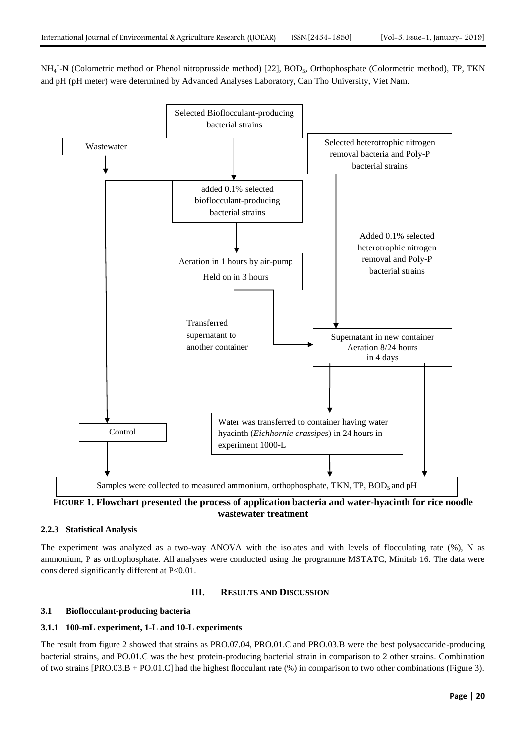$NH_4^+$-N (Colometric method or Phenol nitroprusside method) [22], $BOD_5$, Orthophosphate (Colormetric method), TP, TKN and pH (pH meter) were determined by Advanced Analyses Laboratory, Can Tho University, Viet Nam.

Selected Bioflocculant-producing bacterial strains

Wastewater

Selected heterotrophic nitrogen removal bacteria and Poly-P bacterial strains

added 0.1% selected bioflocculant-producing bacterial strains

Added 0.1% selected heterotrophic nitrogen removal and Poly-P bacterial strains

Aeration in 1 hours by air-pump

Held on in 3 hours

Transferred supernatant to another container

Supernatant in new container Aeration 8/24 hours in 4 days

Control

Water was transferred to container having water hyacinth (*Eichhornia crassipes*) in 24 hours in experiment 1000-L

Samples were collected to measured ammonium, orthophosphate, TKN, TP, $BOD_5$ and pH

**FIGURE 1. Flowchart presented the process of application bacteria and water-hyacinth for rice noodle wastewater treatment**

### 2.2.3 Statistical Analysis

The experiment was analyzed as a two-way ANOVA with the isolates and with levels of flocculating rate (%), N as ammonium, P as orthophosphate. All analyses were conducted using the programme MSTATC, Minitab 16. The data were considered significantly different at P<0.01.

## III. RESULTS AND DISCUSSION

### 3.1 Bioflocculant-producing bacteria

### 3.1.1 100-mL experiment, 1-L and 10-L experiments

The result from figure 2 showed that strains as PRO.07.04, PRO.01.C and PRO.03.B were the best polysaccaride-producing bacterial strains, and PO.01.C was the best protein-producing bacterial strain in comparison to 2 other strains. Combination of two strains [PRO.03.B + PO.01.C] had the highest flocculant rate (%) in comparison to two other combinations (Figure 3).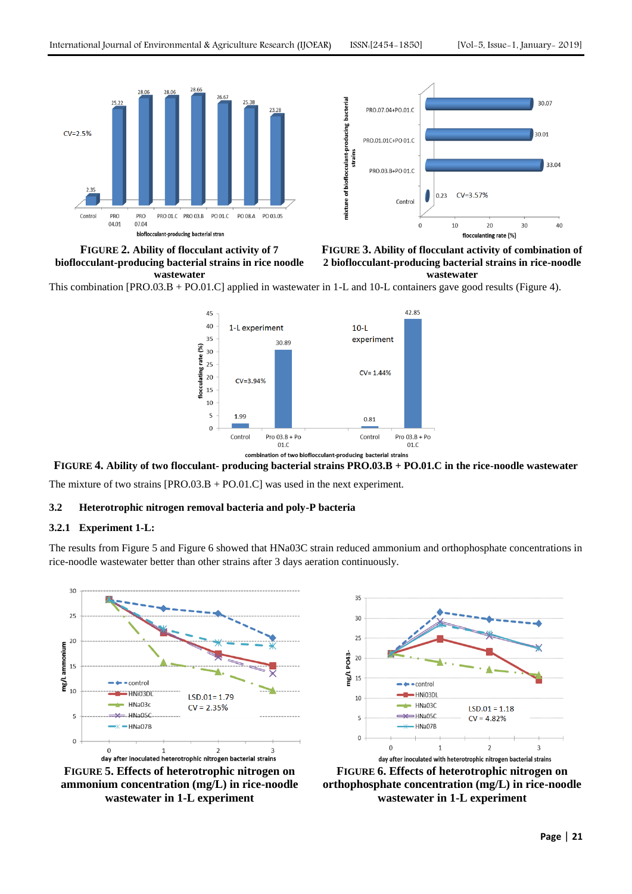**FIGURE 2. Ability of flocculant activity of 7 bioflocculant-producing bacterial strains in rice noodle wastewater**

**FIGURE 3. Ability of flocculant activity of combination of 2 bioflocculant-producing bacterial strains in rice-noodle wastewater**

This combination [PRO.03.B + PO.01.C] applied in wastewater in 1-L and 10-L containers gave good results (Figure 4).

**FIGURE 4. Ability of two flocculant- producing bacterial strains PRO.03.B + PO.01.C in the rice-noodle wastewater**

The mixture of two strains [PRO.03.B + PO.01.C] was used in the next experiment.

### 3.2 Heterotrophic nitrogen removal bacteria and poly-P bacteria

#### 3.2.1 Experiment 1-L:

The results from Figure 5 and Figure 6 showed that HNa03C strain reduced ammonium and orthophosphate concentrations in rice-noodle wastewater better than other strains after 3 days aeration continuously.

**FIGURE 5. Effects of heterotrophic nitrogen on ammonium concentration (mg/L) in rice-noodle wastewater in 1-L experiment**

**FIGURE 6. Effects of heterotrophic nitrogen on orthophosphate concentration (mg/L) in rice-noodle wastewater in 1-L experiment**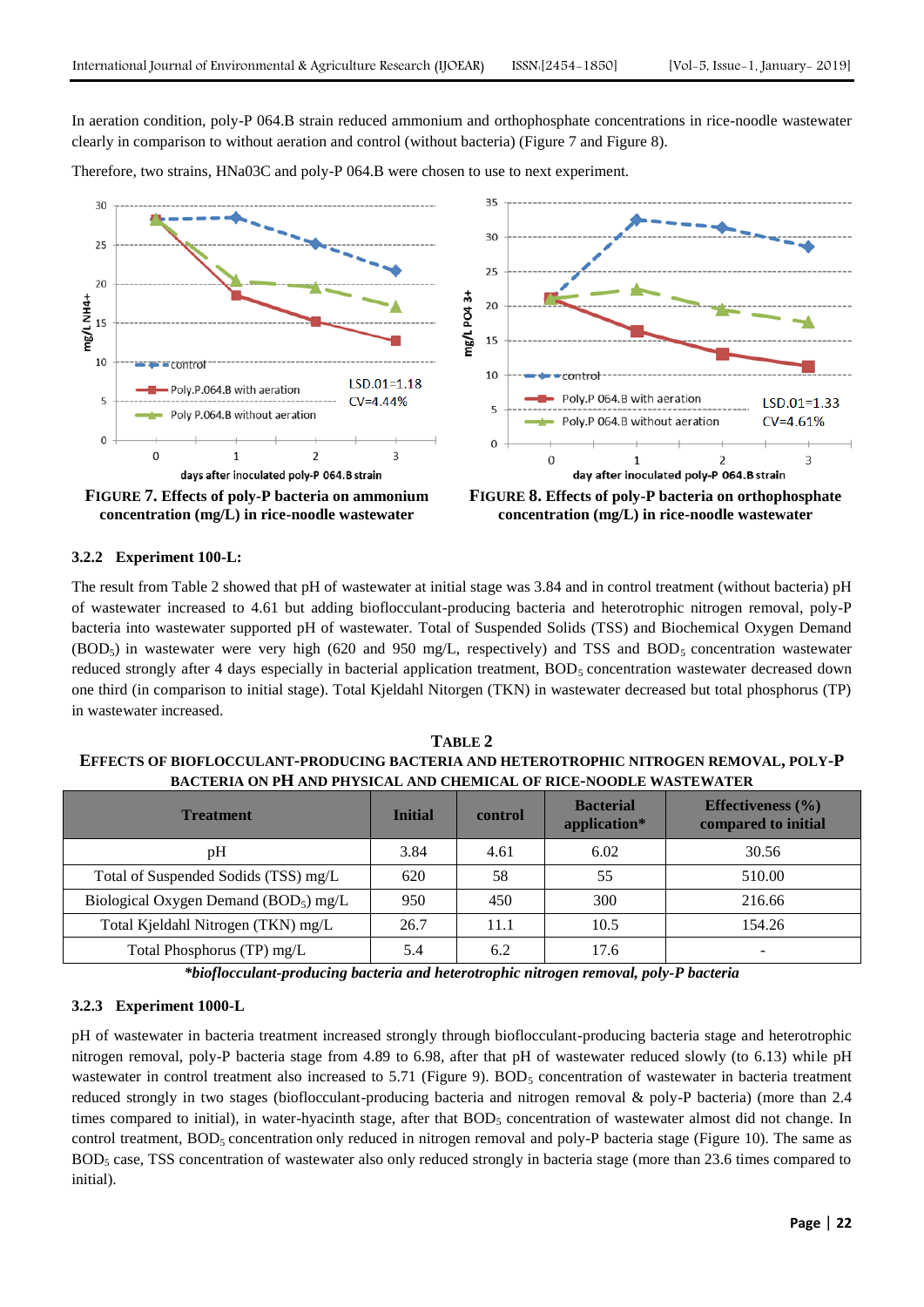In aeration condition, poly-P 064.B strain reduced ammonium and orthophosphate concentrations in rice-noodle wastewater clearly in comparison to without aeration and control (without bacteria) (Figure 7 and Figure 8).

Therefore, two strains, HNa03C and poly-P 064.B were chosen to use to next experiment.

FIGURE 7. Effects of poly-P bacteria on ammonium concentration (mg/L) in rice-noodle wastewater

FIGURE 8. Effects of poly-P bacteria on orthophosphate concentration (mg/L) in rice-noodle wastewater

### 3.2.2 Experiment 100-L:

The result from Table 2 showed that pH of wastewater at initial stage was 3.84 and in control treatment (without bacteria) pH of wastewater increased to 4.61 but adding bioflocculant-producing bacteria and heterotrophic nitrogen removal, poly-P bacteria into wastewater supported pH of wastewater. Total of Suspended Solids (TSS) and Biochemical Oxygen Demand ($BOD_5$) in wastewater were very high (620 and 950 mg/L, respectively) and TSS and $BOD_5$ concentration wastewater reduced strongly after 4 days especially in bacterial application treatment, $BOD_5$ concentration wastewater decreased down one third (in comparison to initial stage). Total Kjeldahl Nitorgen (TKN) in wastewater decreased but total phosphorus (TP) in wastewater increased.

**TABLE 2**
**EFFECTS OF BIOFLOCCULANT-PRODUCING BACTERIA AND HETEROTROPHIC NITROGEN REMOVAL, POLY-P BACTERIA ON PH AND PHYSICAL AND CHEMICAL OF RICE-NOODLE WASTEWATER**

| Treatment | Initial | control | Bacterial application* | Effectiveness (%) compared to initial |
|---|---|---|---|---|
| pH | 3.84 | 4.61 | 6.02 | 30.56 |
| Total of Suspended Sodids (TSS) mg/L | 620 | 58 | 55 | 510.00 |
| Biological Oxygen Demand ($BOD_5$) mg/L | 950 | 450 | 300 | 216.66 |
| Total Kjeldahl Nitrogen (TKN) mg/L | 26.7 | 11.1 | 10.5 | 154.26 |
| Total Phosphorus (TP) mg/L | 5.4 | 6.2 | 17.6 | - |

****bioflocculant-producing bacteria and heterotrophic nitrogen removal, poly-P bacteria***

### 3.2.3 Experiment 1000-L

pH of wastewater in bacteria treatment increased strongly through bioflocculant-producing bacteria stage and heterotrophic nitrogen removal, poly-P bacteria stage from 4.89 to 6.98, after that pH of wastewater reduced slowly (to 6.13) while pH wastewater in control treatment also increased to 5.71 (Figure 9). $BOD_5$ concentration of wastewater in bacteria treatment reduced strongly in two stages (bioflocculant-producing bacteria and nitrogen removal & poly-P bacteria) (more than 2.4 times compared to initial), in water-hyacinth stage, after that $BOD_5$ concentration of wastewater almost did not change. In control treatment, $BOD_5$ concentration only reduced in nitrogen removal and poly-P bacteria stage (Figure 10). The same as $BOD_5$ case, TSS concentration of wastewater also only reduced strongly in bacteria stage (more than 23.6 times compared to initial).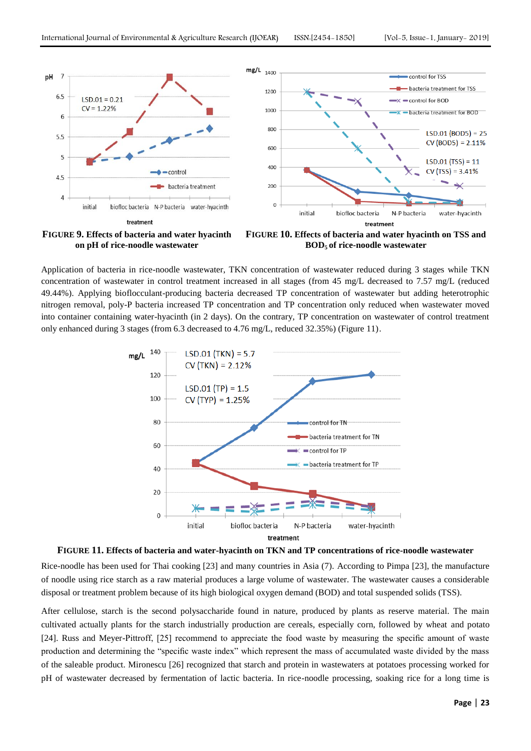**FIGURE 9. Effects of bacteria and water hyacinth on pH of rice-noodle wastewater**

**FIGURE 10. Effects of bacteria and water hyacinth on TSS and $BOD_5$ of rice-noodle wastewater**

Application of bacteria in rice-noodle wastewater, TKN concentration of wastewater reduced during 3 stages while TKN concentration of wastewater in control treatment increased in all stages (from 45 mg/L decreased to 7.57 mg/L (reduced 49.44%). Applying bioflocculant-producing bacteria decreased TP concentration of wastewater but adding heterotrophic nitrogen removal, poly-P bacteria increased TP concentration and TP concentration only reduced when wastewater moved into container containing water-hyacinth (in 2 days). On the contrary, TP concentration on wastewater of control treatment only enhanced during 3 stages (from 6.3 decreased to 4.76 mg/L, reduced 32.35%) (Figure 11).

**FIGURE 11. Effects of bacteria and water-hyacinth on TKN and TP concentrations of rice-noodle wastewater**

Rice-noodle has been used for Thai cooking [23] and many countries in Asia (7). According to Pimpa [23], the manufacture of noodle using rice starch as a raw material produces a large volume of wastewater. The wastewater causes a considerable disposal or treatment problem because of its high biological oxygen demand (BOD) and total suspended solids (TSS).

After cellulose, starch is the second polysaccharide found in nature, produced by plants as reserve material. The main cultivated actually plants for the starch industrially production are cereals, especially corn, followed by wheat and potato [24]. Russ and Meyer-Pittroff, [25] recommend to appreciate the food waste by measuring the specific amount of waste production and determining the "specific waste index" which represent the mass of accumulated waste divided by the mass of the saleable product. Mironescu [26] recognized that starch and protein in wastewaters at potatoes processing worked for pH of wastewater decreased by fermentation of lactic bacteria. In rice-noodle processing, soaking rice for a long time is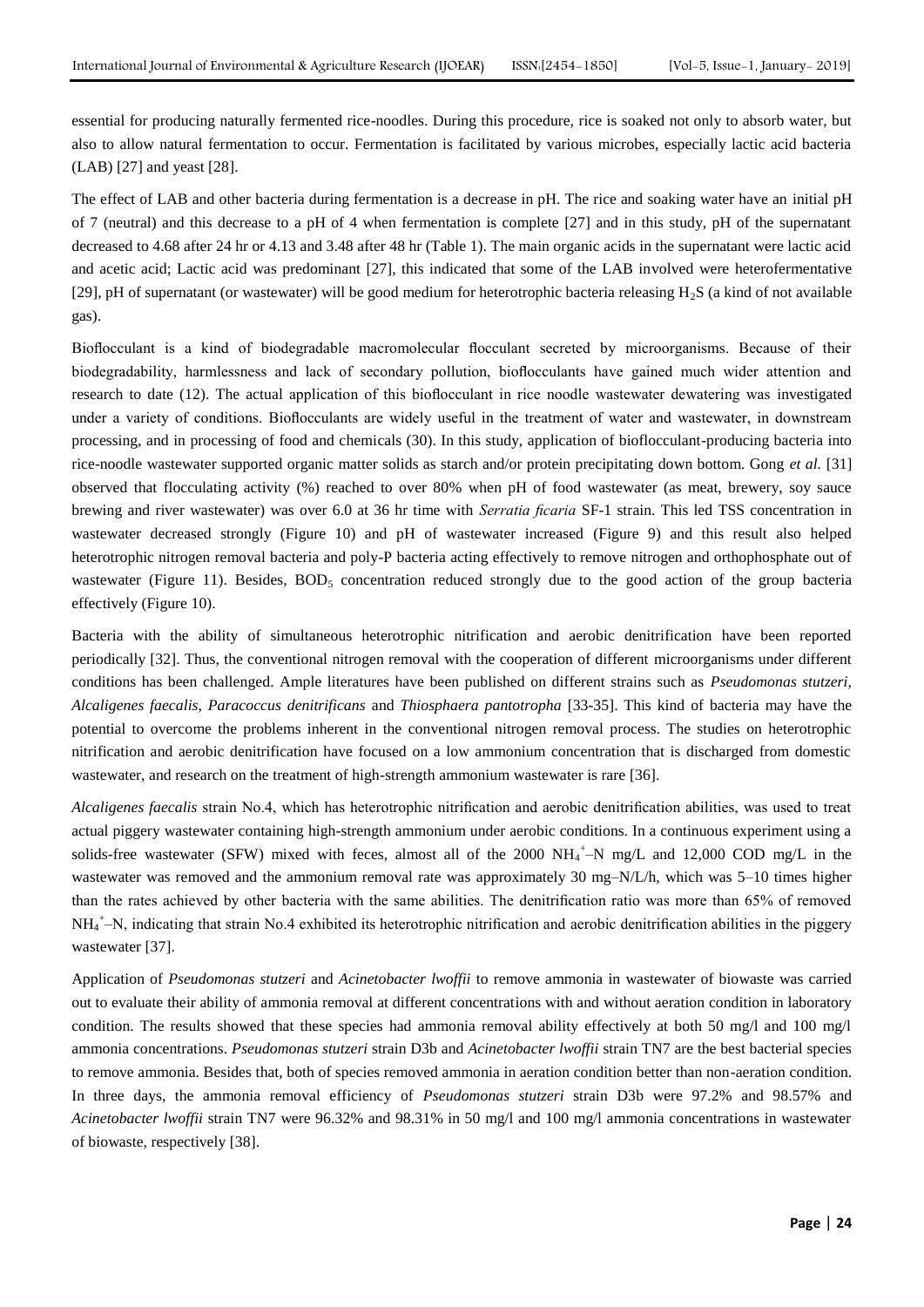essential for producing naturally fermented rice-noodles. During this procedure, rice is soaked not only to absorb water, but also to allow natural fermentation to occur. Fermentation is facilitated by various microbes, especially lactic acid bacteria (LAB) [27] and yeast [28].

The effect of LAB and other bacteria during fermentation is a decrease in pH. The rice and soaking water have an initial pH of 7 (neutral) and this decrease to a pH of 4 when fermentation is complete [27] and in this study, pH of the supernatant decreased to 4.68 after 24 hr or 4.13 and 3.48 after 48 hr (Table 1). The main organic acids in the supernatant were lactic acid and acetic acid; Lactic acid was predominant [27], this indicated that some of the LAB involved were heterofermentative [29], pH of supernatant (or wastewater) will be good medium for heterotrophic bacteria releasing $H_2S$ (a kind of not available gas).

Bioflocculant is a kind of biodegradable macromolecular flocculant secreted by microorganisms. Because of their biodegradability, harmlessness and lack of secondary pollution, bioflocculants have gained much wider attention and research to date (12). The actual application of this bioflocculant in rice noodle wastewater dewatering was investigated under a variety of conditions. Bioflocculants are widely useful in the treatment of water and wastewater, in downstream processing, and in processing of food and chemicals (30). In this study, application of bioflocculant-producing bacteria into rice-noodle wastewater supported organic matter solids as starch and/or protein precipitating down bottom. Gong *et al.* [31] observed that flocculating activity (%) reached to over 80% when pH of food wastewater (as meat, brewery, soy sauce brewing and river wastewater) was over 6.0 at 36 hr time with *Serratia ficaria* SF-1 strain. This led TSS concentration in wastewater decreased strongly (Figure 10) and pH of wastewater increased (Figure 9) and this result also helped heterotrophic nitrogen removal bacteria and poly-P bacteria acting effectively to remove nitrogen and orthophosphate out of wastewater (Figure 11). Besides, $BOD_5$ concentration reduced strongly due to the good action of the group bacteria effectively (Figure 10).

Bacteria with the ability of simultaneous heterotrophic nitrification and aerobic denitrification have been reported periodically [32]. Thus, the conventional nitrogen removal with the cooperation of different microorganisms under different conditions has been challenged. Ample literatures have been published on different strains such as *Pseudomonas stutzeri, Alcaligenes faecalis, Paracoccus denitrificans* and *Thiosphaera pantotropha* [33-35]. This kind of bacteria may have the potential to overcome the problems inherent in the conventional nitrogen removal process. The studies on heterotrophic nitrification and aerobic denitrification have focused on a low ammonium concentration that is discharged from domestic wastewater, and research on the treatment of high-strength ammonium wastewater is rare [36].

*Alcaligenes faecalis* strain No.4, which has heterotrophic nitrification and aerobic denitrification abilities, was used to treat actual piggery wastewater containing high-strength ammonium under aerobic conditions. In a continuous experiment using a solids-free wastewater (SFW) mixed with feces, almost all of the 2000 $NH_4^+$–N mg/L and 12,000 COD mg/L in the wastewater was removed and the ammonium removal rate was approximately 30 mg–N/L/h, which was 5–10 times higher than the rates achieved by other bacteria with the same abilities. The denitrification ratio was more than 65% of removed $NH_4^+$–N, indicating that strain No.4 exhibited its heterotrophic nitrification and aerobic denitrification abilities in the piggery wastewater [37].

Application of *Pseudomonas stutzeri* and *Acinetobacter lwoffii* to remove ammonia in wastewater of biowaste was carried out to evaluate their ability of ammonia removal at different concentrations with and without aeration condition in laboratory condition. The results showed that these species had ammonia removal ability effectively at both 50 mg/l and 100 mg/l ammonia concentrations. *Pseudomonas stutzeri* strain D3b and *Acinetobacter lwoffii* strain TN7 are the best bacterial species to remove ammonia. Besides that, both of species removed ammonia in aeration condition better than non-aeration condition. In three days, the ammonia removal efficiency of *Pseudomonas stutzeri* strain D3b were 97.2% and 98.57% and *Acinetobacter lwoffii* strain TN7 were 96.32% and 98.31% in 50 mg/l and 100 mg/l ammonia concentrations in wastewater of biowaste, respectively [38].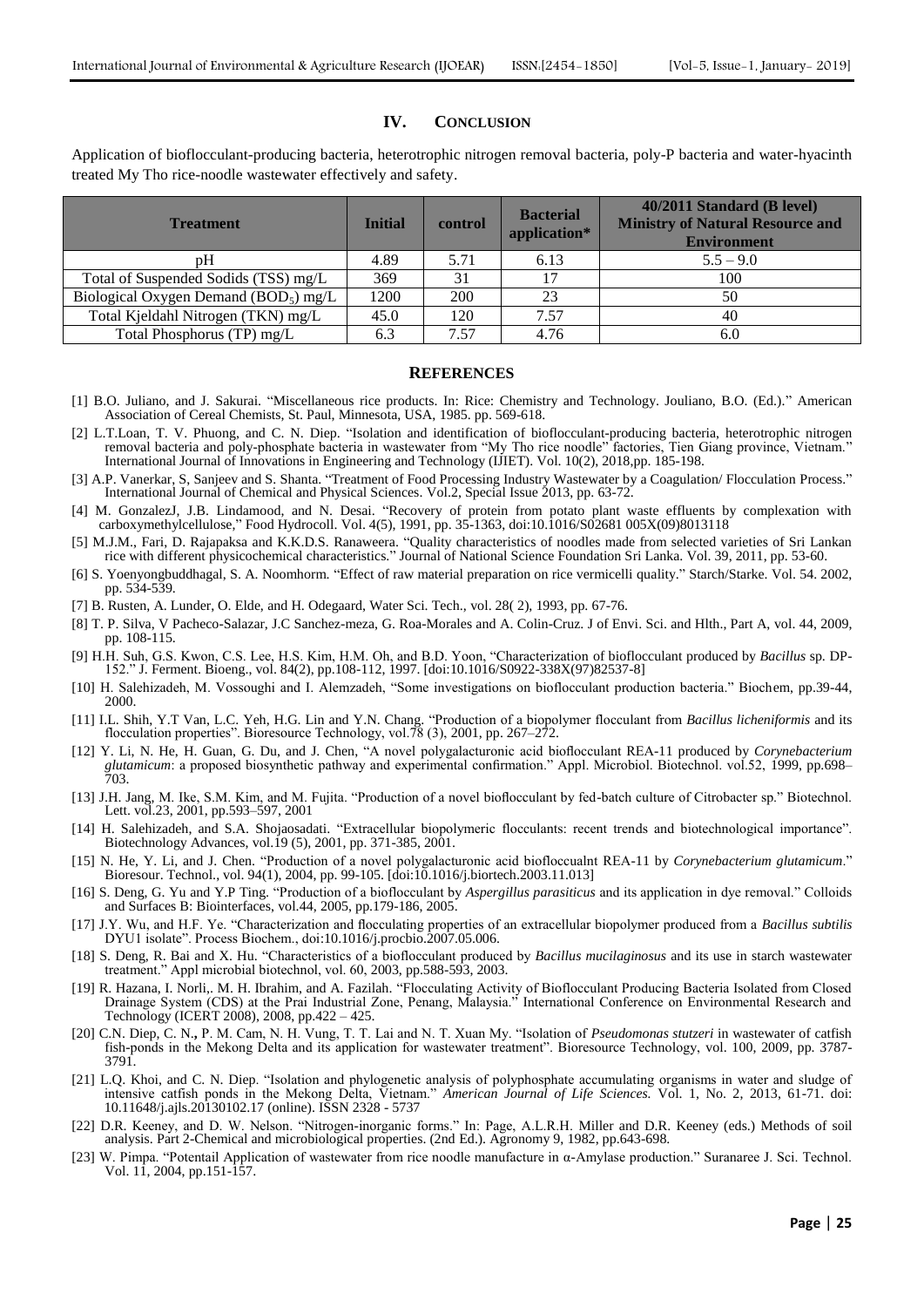## IV. CONCLUSION

Application of bioflocculant-producing bacteria, heterotrophic nitrogen removal bacteria, poly-P bacteria and water-hyacinth treated My Tho rice-noodle wastewater effectively and safety.

| Treatment | Initial | control | Bacterial application* | 40/2011 Standard (B level) Ministry of Natural Resource and Environment |
|---|---|---|---|---|
| pH | 4.89 | 5.71 | 6.13 | 5.5 – 9.0 |
| Total of Suspended Sodids (TSS) mg/L | 369 | 31 | 17 | 100 |
| Biological Oxygen Demand ($BOD_5$) mg/L | 1200 | 200 | 23 | 50 |
| Total Kjeldahl Nitrogen (TKN) mg/L | 45.0 | 120 | 7.57 | 40 |
| Total Phosphorus (TP) mg/L | 6.3 | 7.57 | 4.76 | 6.0 |

## REFERENCES

[1] B.O. Juliano, and J. Sakurai. "Miscellaneous rice products. In: Rice: Chemistry and Technology. Jouliano, B.O. (Ed.)." American Association of Cereal Chemists, St. Paul, Minnesota, USA, 1985. pp. 569-618.

[2] L.T.Loan, T. V. Phuong, and C. N. Diep. "Isolation and identification of bioflocculant-producing bacteria, heterotrophic nitrogen removal bacteria and poly-phosphate bacteria in wastewater from "My Tho rice noodle" factories, Tien Giang province, Vietnam." International Journal of Innovations in Engineering and Technology (IJIET). Vol. 10(2), 2018,pp. 185-198.

[3] A.P. Vanerkar, S, Sanjeev and S. Shanta. "Treatment of Food Processing Industry Wastewater by a Coagulation/ Flocculation Process." International Journal of Chemical and Physical Sciences. Vol.2, Special Issue 2013, pp. 63-72.

[4] M. GonzalezJ, J.B. Lindamood, and N. Desai. "Recovery of protein from potato plant waste effluents by complexation with carboxymethylcellulose," Food Hydrocoll. Vol. 4(5), 1991, pp. 35-1363, doi:10.1016/S02681 005X(09)8013118

[5] M.J.M., Fari, D. Rajapaksa and K.K.D.S. Ranaweera. "Quality characteristics of noodles made from selected varieties of Sri Lankan rice with different physicochemical characteristics." Journal of National Science Foundation Sri Lanka. Vol. 39, 2011, pp. 53-60.

[6] S. Yoenyongbuddhagal, S. A. Noomhorm. "Effect of raw material preparation on rice vermicelli quality." Starch/Starke. Vol. 54. 2002, pp. 534-539.

[7] B. Rusten, A. Lunder, O. Elde, and H. Odegaard, Water Sci. Tech., vol. 28( 2), 1993, pp. 67-76.

[8] T. P. Silva, V Pacheco-Salazar, J.C Sanchez-meza, G. Roa-Morales and A. Colin-Cruz. J of Envi. Sci. and Hlth., Part A, vol. 44, 2009, pp. 108-115.

[9] H.H. Suh, G.S. Kwon, C.S. Lee, H.S. Kim, H.M. Oh, and B.D. Yoon, "Characterization of bioflocculant produced by *Bacillus* sp. DP-152." J. Ferment. Bioeng., vol. 84(2), pp.108-112, 1997. [doi:10.1016/S0922-338X(97)82537-8]

[10] H. Salehizadeh, M. Vossoughi and I. Alemzadeh, "Some investigations on bioflocculant production bacteria." Biochem, pp.39-44, 2000.

[11] I.L. Shih, Y.T Van, L.C. Yeh, H.G. Lin and Y.N. Chang. "Production of a biopolymer flocculant from *Bacillus licheniformis* and its flocculation properties". Bioresource Technology, vol.78 (3), 2001, pp. 267–272.

[12] Y. Li, N. He, H. Guan, G. Du, and J. Chen, "A novel polygalacturonic acid bioflocculant REA-11 produced by *Corynebacterium glutamicum*: a proposed biosynthetic pathway and experimental confirmation." Appl. Microbiol. Biotechnol. vol.52, 1999, pp.698–703.

[13] J.H. Jang, M. Ike, S.M. Kim, and M. Fujita. "Production of a novel bioflocculant by fed-batch culture of Citrobacter sp." Biotechnol. Lett. vol.23, 2001, pp.593–597, 2001

[14] H. Salehizadeh, and S.A. Shojaosadati. "Extracellular biopolymeric flocculants: recent trends and biotechnological importance". Biotechnology Advances, vol.19 (5), 2001, pp. 371-385, 2001.

[15] N. He, Y. Li, and J. Chen. "Production of a novel polygalacturonic acid bioflocculant REA-11 by *Corynebacterium glutamicum*." Bioresour. Technol., vol. 94(1), 2004, pp. 99-105. [doi:10.1016/j.biortech.2003.11.013]

[16] S. Deng, G. Yu and Y.P Ting. "Production of a bioflocculant by *Aspergillus parasiticus* and its application in dye removal." Colloids and Surfaces B: Biointerfaces, vol.44, 2005, pp.179-186, 2005.

[17] J.Y. Wu, and H.F. Ye. "Characterization and flocculating properties of an extracellular biopolymer produced from a *Bacillus subtilis* DYU1 isolate". Process Biochem., doi:10.1016/j.procbio.2007.05.006.

[18] S. Deng, R. Bai and X. Hu. "Characteristics of a bioflocculant produced by *Bacillus mucilaginosus* and its use in starch wastewater treatment." Appl microbial biotechnol, vol. 60, 2003, pp.588-593, 2003.

[19] R. Hazana, I. Norli,. M. H. Ibrahim, and A. Fazilah. "Flocculating Activity of Bioflocculant Producing Bacteria Isolated from Closed Drainage System (CDS) at the Prai Industrial Zone, Penang, Malaysia." International Conference on Environmental Research and Technology (ICERT 2008), 2008, pp.422 – 425.

[20] C.N. Diep, C. N., P. M. Cam, N. H. Vung, T. T. Lai and N. T. Xuan My. "Isolation of *Pseudomonas stutzeri* in wastewater of catfish fish-ponds in the Mekong Delta and its application for wastewater treatment". Bioresource Technology, vol. 100, 2009, pp. 3787-3791.

[21] L.Q. Khoi, and C. N. Diep. "Isolation and phylogenetic analysis of polyphosphate accumulating organisms in water and sludge of intensive catfish ponds in the Mekong Delta, Vietnam." *American Journal of Life Sciences.* Vol. 1, No. 2, 2013, 61-71. doi: 10.11648/j.ajls.20130102.17 (online). ISSN 2328 - 5737

[22] D.R. Keeney, and D. W. Nelson. "Nitrogen-inorganic forms." In: Page, A.L.R.H. Miller and D.R. Keeney (eds.) Methods of soil analysis. Part 2-Chemical and microbiological properties. (2nd Ed.). Agronomy 9, 1982, pp.643-698.

[23] W. Pimpa. "Potentail Application of wastewater from rice noodle manufacture in α-Amylase production." Suranaree J. Sci. Technol. Vol. 11, 2004, pp.151-157.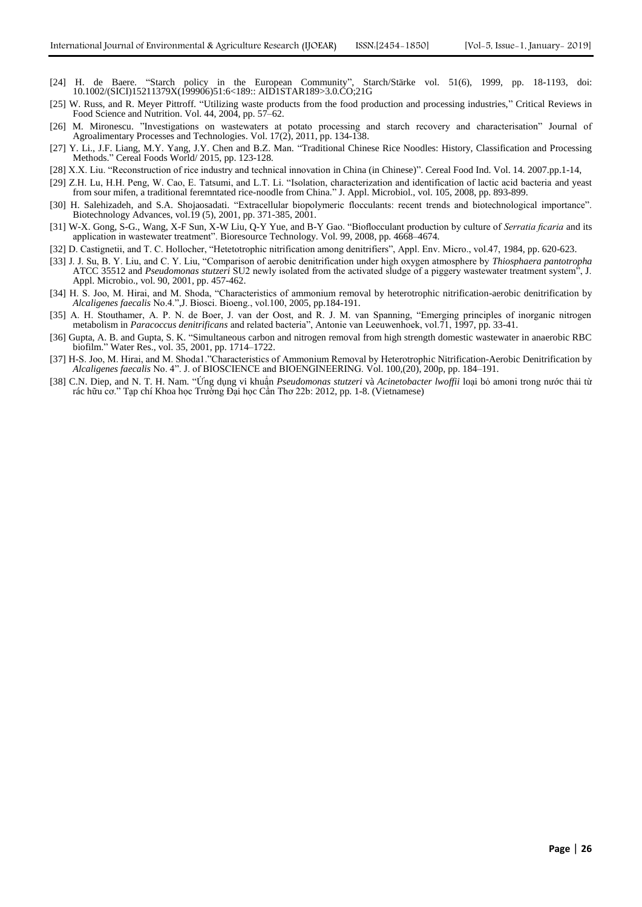[24] H. de Baere. "Starch policy in the European Community", Starch/Stärke vol. 51(6), 1999, pp. 18-1193, doi: 10.1002/(SICI)15211379X(199906)51:6<189:: AID1STAR189>3.0.CO;21G

[25] W. Russ, and R. Meyer Pittroff. "Utilizing waste products from the food production and processing industries," Critical Reviews in Food Science and Nutrition. Vol. 44, 2004, pp. 57–62.

[26] M. Mironescu. "Investigations on wastewaters at potato processing and starch recovery and characterisation" Journal of Agroalimentary Processes and Technologies. Vol. 17(2), 2011, pp. 134-138.

[27] Y. Li., J.F. Liang, M.Y. Yang, J.Y. Chen and B.Z. Man. "Traditional Chinese Rice Noodles: History, Classification and Processing Methods." Cereal Foods World/ 2015, pp. 123-128.

[28] X.X. Liu. "Reconstruction of rice industry and technical innovation in China (in Chinese)". Cereal Food Ind. Vol. 14. 2007.pp.1-14,

[29] Z.H. Lu, H.H. Peng, W. Cao, E. Tatsumi, and L.T. Li. "Isolation, characterization and identification of lactic acid bacteria and yeast from sour mifen, a traditional feremntated rice-noodle from China." J. Appl. Microbiol., vol. 105, 2008, pp. 893-899.

[30] H. Salehizadeh, and S.A. Shojaosadati. "Extracellular biopolymeric flocculants: recent trends and biotechnological importance". Biotechnology Advances, vol.19 (5), 2001, pp. 371-385, 2001.

[31] W-X. Gong, S-G., Wang, X-F Sun, X-W Liu, Q-Y Yue, and B-Y Gao. "Bioflocculant production by culture of *Serratia ficaria* and its application in wastewater treatment". Bioresource Technology. Vol. 99, 2008, pp. 4668–4674.

[32] D. Castignetii, and T. C. Hollocher, "Hetetotrophic nitrification among denitrifiers", Appl. Env. Micro., vol.47, 1984, pp. 620-623.

[33] J. J. Su, B. Y. Liu, and C. Y. Liu, "Comparison of aerobic denitrification under high oxygen atmosphere by *Thiosphaera pantotropha* ATCC 35512 and *Pseudomonas stutzeri* SU2 newly isolated from the activated sludge of a piggery wastewater treatment system", J. Appl. Microbio., vol. 90, 2001, pp. 457-462.

[34] H. S. Joo, M. Hirai, and M. Shoda, "Characteristics of ammonium removal by heterotrophic nitrification-aerobic denitrification by *Alcaligenes faecalis* No.4.",J. Biosci. Bioeng., vol.100, 2005, pp.184-191.

[35] A. H. Stouthamer, A. P. N. de Boer, J. van der Oost, and R. J. M. van Spanning, "Emerging principles of inorganic nitrogen metabolism in *Paracoccus denitrificans* and related bacteria", Antonie van Leeuwenhoek, vol.71, 1997, pp. 33-41.

[36] Gupta, A. B. and Gupta, S. K. "Simultaneous carbon and nitrogen removal from high strength domestic wastewater in anaerobic RBC biofilm." Water Res., vol. 35, 2001, pp. 1714–1722.

[37] H-S. Joo, M. Hirai, and M. Shoda1."Characteristics of Ammonium Removal by Heterotrophic Nitrification-Aerobic Denitrification by *Alcaligenes faecalis* No. 4". J. of BIOSCIENCE and BIOENGINEERING. Vol. 100,(20), 200p, pp. 184–191.

[38] C.N. Diep, and N. T. H. Nam. "Ứng dụng vi khuẩn *Pseudomonas stutzeri* và *Acinetobacter lwoffii* loại bỏ amoni trong nước thải từ rác hữu cơ." Tạp chí Khoa học Trường Đại học Cần Thơ 22b: 2012, pp. 1-8. (Vietnamese)